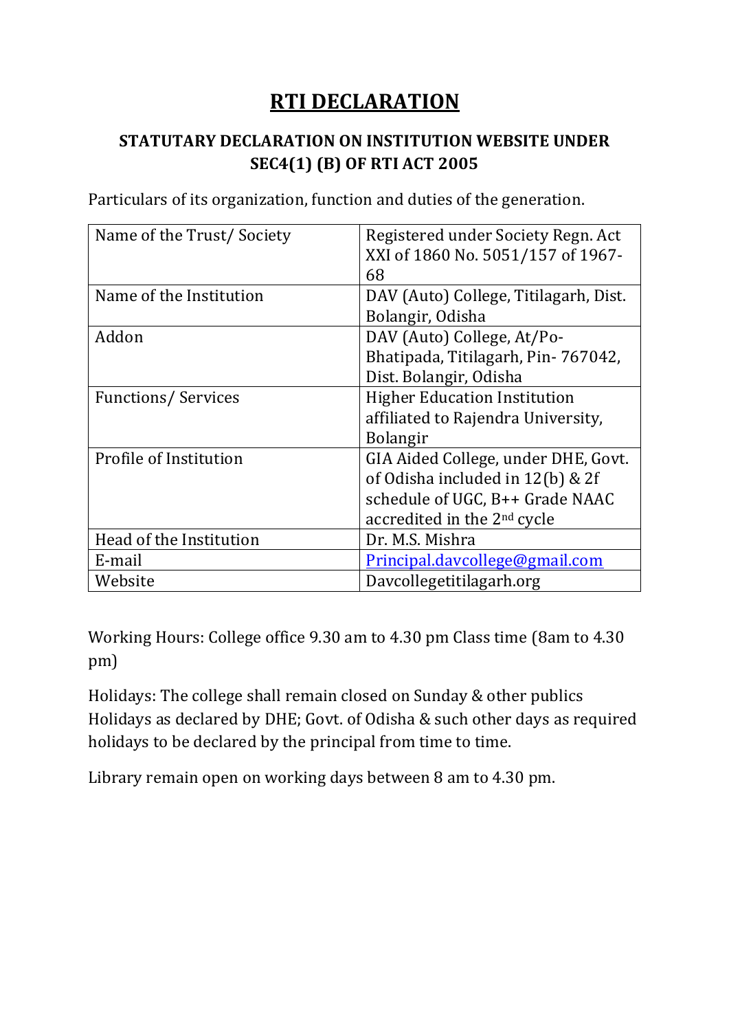# RTI DECLARATION

## STATUTARY DECLARATION ON INSTITUTION WEBSITE UNDER SEC4(1) (B) OF RTI ACT 2005

Particulars of its organization, function and duties of the generation.

| Name of the Trust/ Society | Registered under Society Regn. Act XXI of 1860 No. 5051/157 of 1967-68 |
|---|---|
| Name of the Institution | DAV (Auto) College, Titilagarh, Dist. Bolangir, Odisha |
| Addon | DAV (Auto) College, At/Po-Bhatipada, Titilagarh, Pin- 767042, Dist. Bolangir, Odisha |
| Functions/ Services | Higher Education Institution affiliated to Rajendra University, Bolangir |
| Profile of Institution | GIA Aided College, under DHE, Govt. of Odisha included in 12(b) & 2f schedule of UGC, B++ Grade NAAC accredited in the 2nd cycle |
| Head of the Institution | Dr. M.S. Mishra |
| E-mail | Principal.davcollege@gmail.com |
| Website | Davcollegetitilagarh.org |

Working Hours: College office 9.30 am to 4.30 pm Class time (8am to 4.30 pm)

Holidays: The college shall remain closed on Sunday & other publics Holidays as declared by DHE; Govt. of Odisha & such other days as required holidays to be declared by the principal from time to time.

Library remain open on working days between 8 am to 4.30 pm.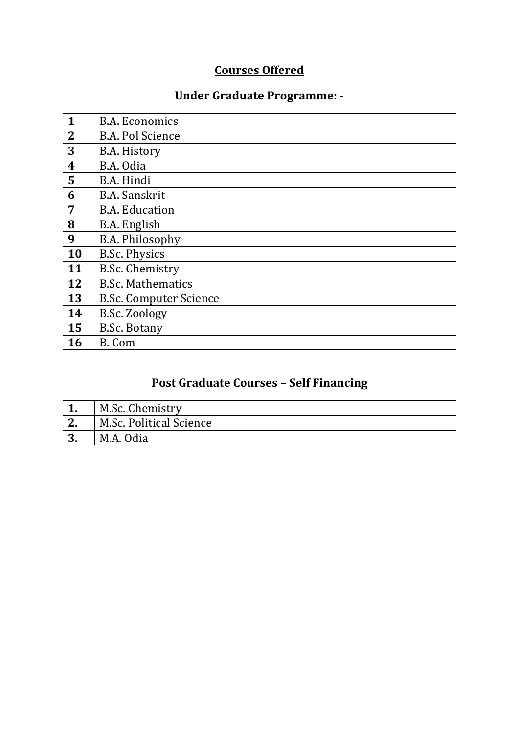# Courses Offered

## Under Graduate Programme: -

| | |
|---|---|
| **1** | B.A. Economics |
| **2** | B.A. Pol Science |
| **3** | B.A. History |
| **4** | B.A. Odia |
| **5** | B.A. Hindi |
| **6** | B.A. Sanskrit |
| **7** | B.A. Education |
| **8** | B.A. English |
| **9** | B.A. Philosophy |
| **10** | B.Sc. Physics |
| **11** | B.Sc. Chemistry |
| **12** | B.Sc. Mathematics |
| **13** | B.Sc. Computer Science |
| **14** | B.Sc. Zoology |
| **15** | B.Sc. Botany |
| **16** | B. Com |

## Post Graduate Courses – Self Financing

| | |
|---|---|
| **1.** | M.Sc. Chemistry |
| **2.** | M.Sc. Political Science |
| **3.** | M.A. Odia |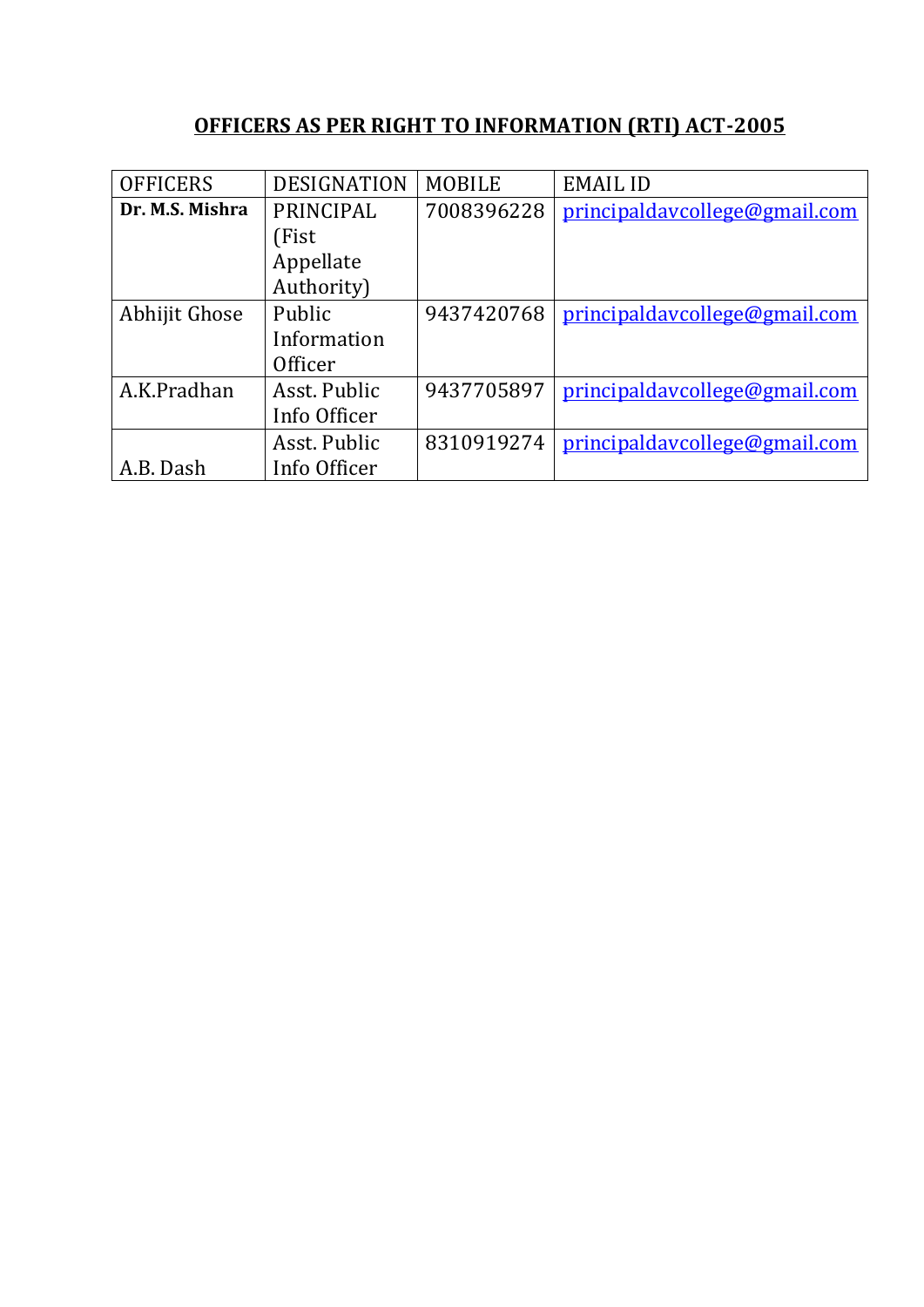**OFFICERS AS PER RIGHT TO INFORMATION (RTI) ACT-2005**

| OFFICERS | DESIGNATION | MOBILE | EMAIL ID |
|---|---|---|---|
| **Dr. M.S. Mishra** | PRINCIPAL (Fist Appellate Authority) | 7008396228 | principaldavcollege@gmail.com |
| Abhijit Ghose | Public Information Officer | 9437420768 | principaldavcollege@gmail.com |
| A.K.Pradhan | Asst. Public Info Officer | 9437705897 | principaldavcollege@gmail.com |
| A.B. Dash | Asst. Public Info Officer | 8310919274 | principaldavcollege@gmail.com |